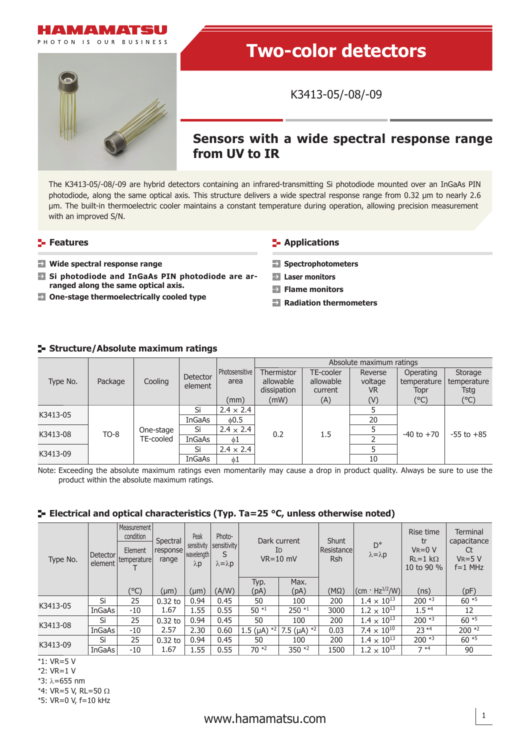HAMAMATSU

PHOTON IS OUR BUSINESS

# Two-color detectors

K3413-05/-08/-09

## Sensors with a wide spectral response range from UV to IR

The K3413-05/-08/-09 are hybrid detectors containing an infrared-transmitting Si photodiode mounted over an InGaAs PIN photodiode, along the same optical axis. This structure delivers a wide spectral response range from 0.32 µm to nearly 2.6 µm. The built-in thermoelectric cooler maintains a constant temperature during operation, allowing precision measurement with an improved S/N.

## Features

- **Wide spectral response range**
- **Si photodiode and InGaAs PIN photodiode are arranged along the same optical axis.**
- **One-stage thermoelectrically cooled type**

## Applications

- **Spectrophotometers**
- **Laser monitors**
- **Flame monitors**
- **Radiation thermometers**

## Structure/Absolute maximum ratings

| Type No. | Package | Cooling | Detector element | Photosensitive area (mm) | Absolute maximum ratings: Thermistor allowable dissipation (mW) | TE-cooler allowable current (A) | Reverse voltage VR (V) | Operating temperature Topr (°C) | Storage temperature Tstg (°C) |
|---|---|---|---|---|---|---|---|---|---|
| K3413-05 | TO-8 | One-stage TE-cooled | Si | 2.4 × 2.4 | 0.2 | 1.5 | 5 | -40 to +70 | -55 to +85 |
| | | | InGaAs | ϕ0.5 | | | 20 | | |
| K3413-08 | | | Si | 2.4 × 2.4 | | | 5 | | |
| | | | InGaAs | ϕ1 | | | 2 | | |
| K3413-09 | | | Si | 2.4 × 2.4 | | | 5 | | |
| | | | InGaAs | ϕ1 | | | 10 | | |

Note: Exceeding the absolute maximum ratings even momentarily may cause a drop in product quality. Always be sure to use the product within the absolute maximum ratings.

## Electrical and optical characteristics (Typ. Ta=25 °C, unless otherwise noted)

| Type No. | Detector element | Measurement condition Element temperature T (°C) | Spectral response range (µm) | Peak sensitivity wavelength λp (µm) | Photo-sensitivity S λ=λp (A/W) | Dark current ID VR=10 mV Typ. (pA) | Dark current ID VR=10 mV Max. (pA) | Shunt Resistance Rsh (MΩ) | D* λ=λp (cm · Hz$^{1/2}$/W) | Rise time tr VR=0 V RL=1 kΩ 10 to 90 % (ns) | Terminal capacitance Ct VR=5 V f=1 MHz (pF) |
|---|---|---|---|---|---|---|---|---|---|---|---|
| K3413-05 | Si | 25 | 0.32 to 1.67 | 0.94 | 0.45 | 50 | 100 | 200 | $1.4 \times 10^{13}$ | 200 *3 | 60 *5 |
| | InGaAs | -10 | | 1.55 | 0.55 | 50 *1 | 250 *1 | 3000 | $1.2 \times 10^{13}$ | 1.5 *4 | 12 |
| K3413-08 | Si | 25 | 0.32 to 2.57 | 0.94 | 0.45 | 50 | 100 | 200 | $1.4 \times 10^{13}$ | 200 *3 | 60 *5 |
| | InGaAs | -10 | | 2.30 | 0.60 | 1.5 (µA) *2 | 7.5 (µA) *2 | 0.03 | $7.4 \times 10^{10}$ | 23 *4 | 200 *2 |
| K3413-09 | Si | 25 | 0.32 to 1.67 | 0.94 | 0.45 | 50 | 100 | 200 | $1.4 \times 10^{13}$ | 200 *3 | 60 *5 |
| | InGaAs | -10 | | 1.55 | 0.55 | 70 *2 | 350 *2 | 1500 | $1.2 \times 10^{13}$ | 7 *4 | 90 |

*1: VR=5 V
*2: VR=1 V
*3: λ=655 nm
*4: VR=5 V, RL=50 Ω
*5: VR=0 V, f=10 kHz

www.hamamatsu.com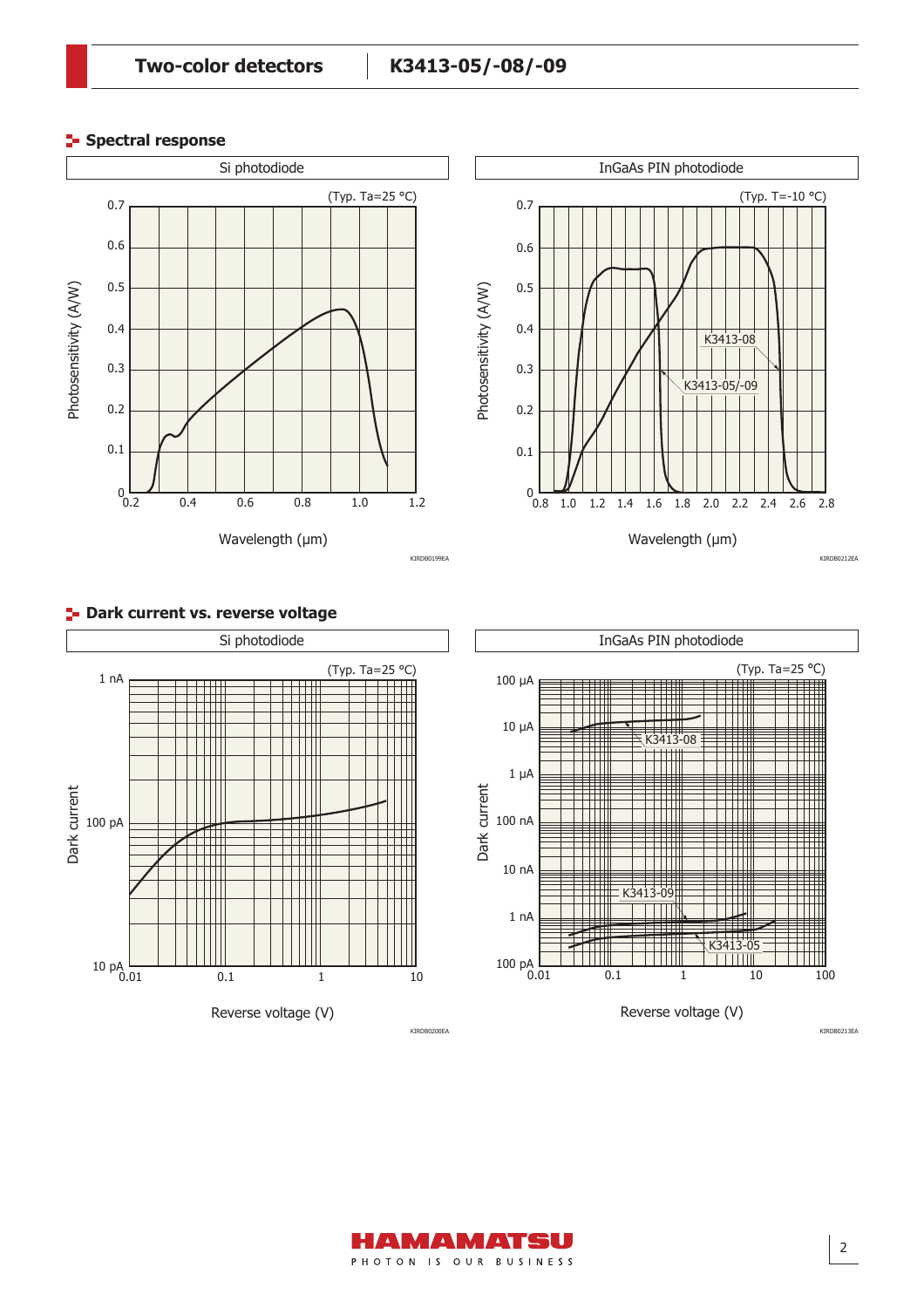## Spectral response

Si photodiode

(Typ. Ta=25 °C)

Photosensitivity (A/W)

Wavelength (μm)

KIRDB0199EA

InGaAs PIN photodiode

(Typ. T=-10 °C)

K3413-08

K3413-05/-09

Photosensitivity (A/W)

Wavelength (μm)

KIRDB0212EA

## Dark current vs. reverse voltage

Si photodiode

(Typ. Ta=25 °C)

Dark current

Reverse voltage (V)

KIRDB0200EA

InGaAs PIN photodiode

(Typ. Ta=25 °C)

K3413-08

K3413-09

K3413-05

Dark current

Reverse voltage (V)

KIRDB0213EA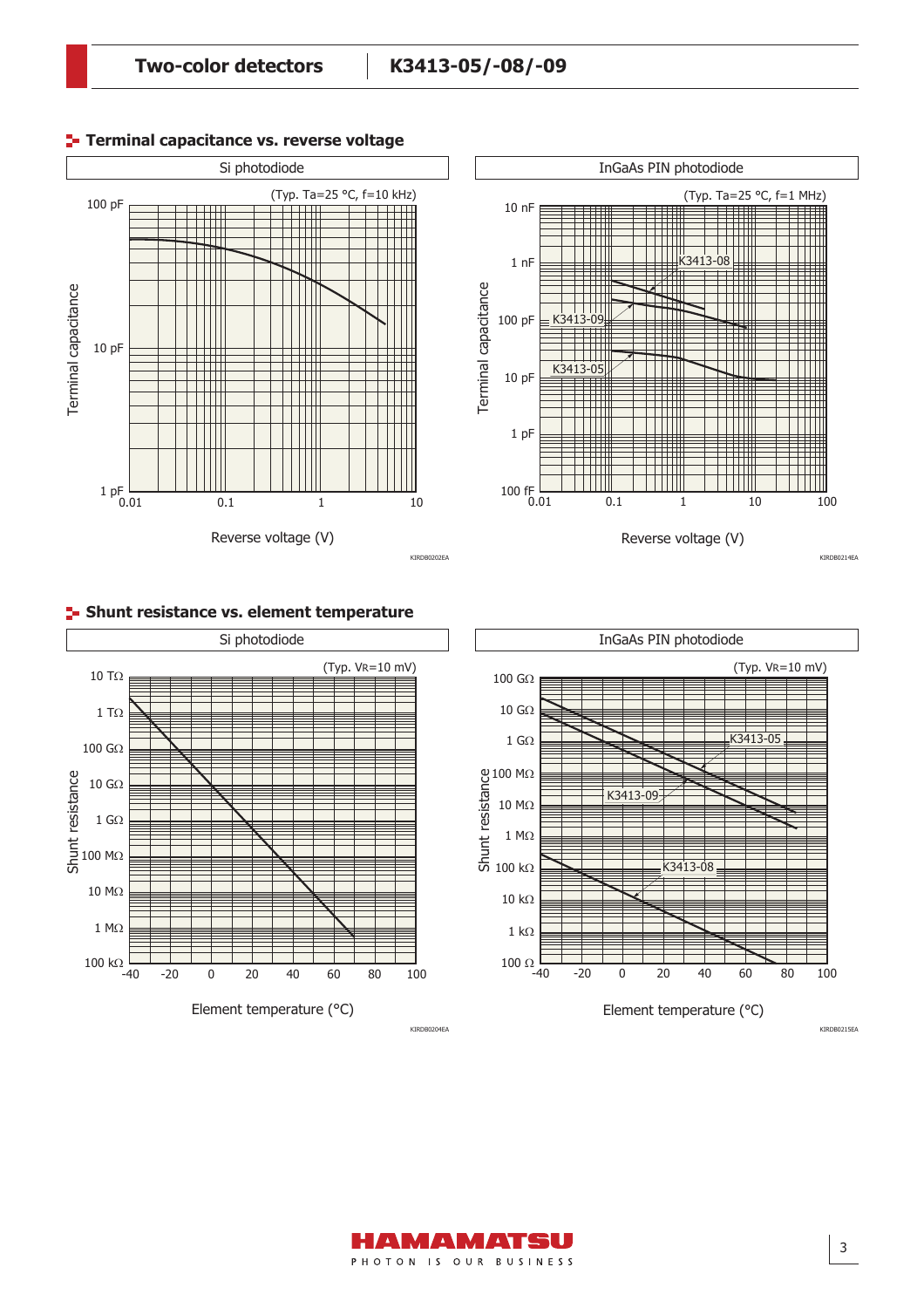## Terminal capacitance vs. reverse voltage

**Si photodiode**

(Typ. Ta=25 °C, f=10 kHz)

Terminal capacitance: 100 pF, 10 pF, 1 pF

Reverse voltage (V): 0.01, 0.1, 1, 10

KIRDB0202EA

**InGaAs PIN photodiode**

(Typ. Ta=25 °C, f=1 MHz)

Terminal capacitance: 10 nF, 1 nF, 100 pF, 10 pF, 1 pF, 100 fF

Curves: K3413-08, K3413-09, K3413-05

Reverse voltage (V): 0.01, 0.1, 1, 10, 100

KIRDB0214EA

## Shunt resistance vs. element temperature

**Si photodiode**

(Typ. VR=10 mV)

Shunt resistance: 10 TΩ, 1 TΩ, 100 GΩ, 10 GΩ, 1 GΩ, 100 MΩ, 10 MΩ, 1 MΩ, 100 kΩ

Element temperature (°C): -40, -20, 0, 20, 40, 60, 80, 100

KIRDB0204EA

**InGaAs PIN photodiode**

(Typ. VR=10 mV)

Shunt resistance: 100 GΩ, 10 GΩ, 1 GΩ, 100 MΩ, 10 MΩ, 1 MΩ, 100 kΩ, 10 kΩ, 1 kΩ, 100 Ω

Curves: K3413-05, K3413-09, K3413-08

Element temperature (°C): -40, -20, 0, 20, 40, 60, 80, 100

KIRDB0215EA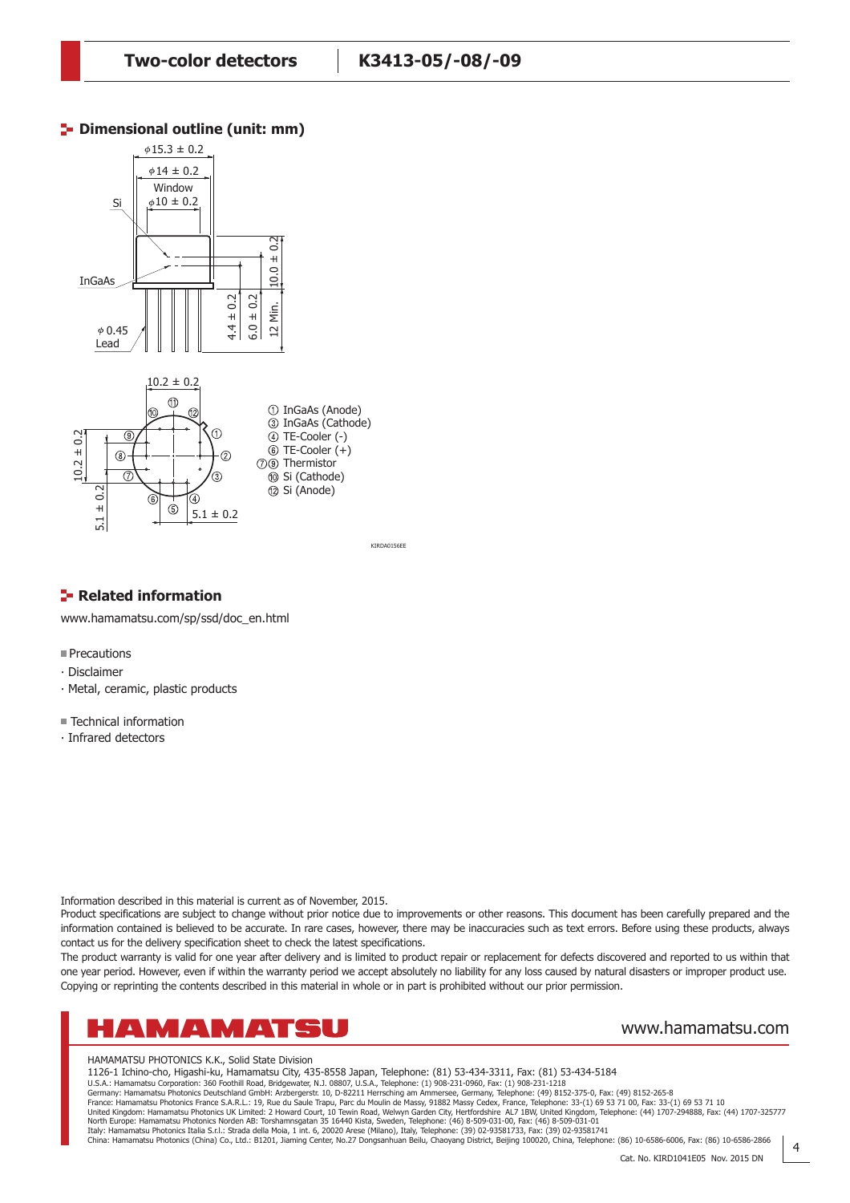## Dimensional outline (unit: mm)

ϕ15.3 ± 0.2
ϕ14 ± 0.2
Window
ϕ10 ± 0.2
Si
InGaAs
ϕ 0.45
Lead
4.4 ± 0.2
6.0 ± 0.2
10.0 ± 0.2
12 Min.

10.2 ± 0.2
10.2 ± 0.2
5.1 ± 0.2
5.1 ± 0.2

① InGaAs (Anode)
③ InGaAs (Cathode)
④ TE-Cooler (-)
⑥ TE-Cooler (+)
⑦⑨ Thermistor
⑩ Si (Cathode)
⑫ Si (Anode)

KIRDA0156EE

## Related information

www.hamamatsu.com/sp/ssd/doc_en.html

- Precautions
  - · Disclaimer
  - · Metal, ceramic, plastic products
- Technical information
  - · Infrared detectors

Information described in this material is current as of November, 2015.

Product specifications are subject to change without prior notice due to improvements or other reasons. This document has been carefully prepared and the information contained is believed to be accurate. In rare cases, however, there may be inaccuracies such as text errors. Before using these products, always contact us for the delivery specification sheet to check the latest specifications.

The product warranty is valid for one year after delivery and is limited to product repair or replacement for defects discovered and reported to us within that one year period. However, even if within the warranty period we accept absolutely no liability for any loss caused by natural disasters or improper product use. Copying or reprinting the contents described in this material in whole or in part is prohibited without our prior permission.

HAMAMATSU

www.hamamatsu.com

HAMAMATSU PHOTONICS K.K., Solid State Division
1126-1 Ichino-cho, Higashi-ku, Hamamatsu City, 435-8558 Japan, Telephone: (81) 53-434-3311, Fax: (81) 53-434-5184
U.S.A.: Hamamatsu Corporation: 360 Foothill Road, Bridgewater, N.J. 08807, U.S.A., Telephone: (1) 908-231-0960, Fax: (1) 908-231-1218
Germany: Hamamatsu Photonics Deutschland GmbH: Arzbergerstr. 10, D-82211 Herrsching am Ammersee, Germany, Telephone: (49) 8152-375-0, Fax: (49) 8152-265-8
France: Hamamatsu Photonics France S.A.R.L.: 19, Rue du Saule Trapu, Parc du Moulin de Massy, 91882 Massy Cedex, France, Telephone: 33-(1) 69 53 71 00, Fax: 33-(1) 69 53 71 10
United Kingdom: Hamamatsu Photonics UK Limited: 2 Howard Court, 10 Tewin Road, Welwyn Garden City, Hertfordshire AL7 1BW, United Kingdom, Telephone: (44) 1707-294888, Fax: (44) 1707-325777
North Europe: Hamamatsu Photonics Norden AB: Torshamnsgatan 35 16440 Kista, Sweden, Telephone: (46) 8-509-031-00, Fax: (46) 8-509-031-01
Italy: Hamamatsu Photonics Italia S.r.l.: Strada della Moia, 1 int. 6, 20020 Arese (Milano), Italy, Telephone: (39) 02-93581733, Fax: (39) 02-93581741
China: Hamamatsu Photonics (China) Co., Ltd.: B1201, Jiaming Center, No.27 Dongsanhuan Beilu, Chaoyang District, Beijing 100020, China, Telephone: (86) 10-6586-6006, Fax: (86) 10-6586-2866

Cat. No. KIRD1041E05 Nov. 2015 DN